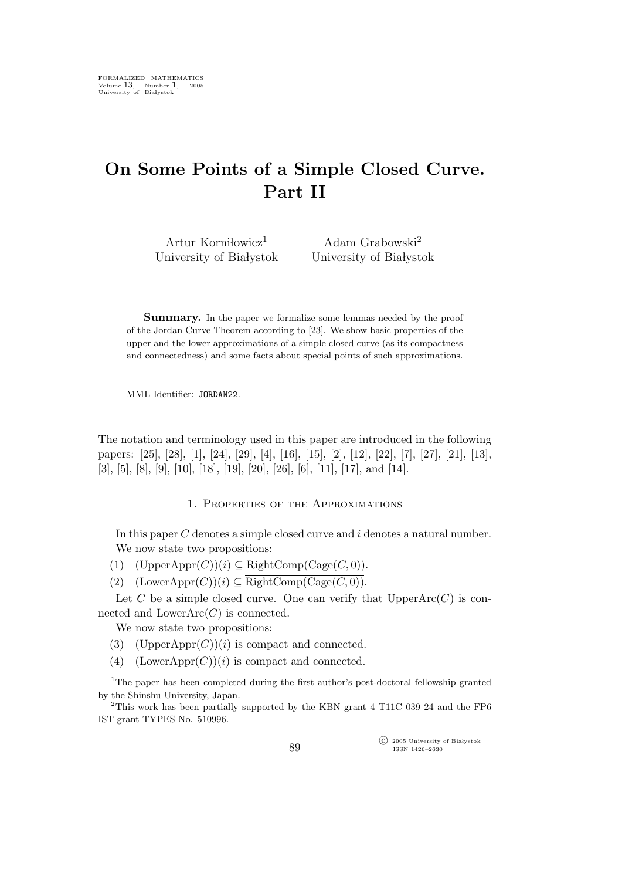# On Some Points of a Simple Closed Curve. Part II

Artur Korniłowicz[1]
University of Białystok

Adam Grabowski[2]
University of Białystok

**Summary.** In the paper we formalize some lemmas needed by the proof of the Jordan Curve Theorem according to [23]. We show basic properties of the upper and the lower approximations of a simple closed curve (as its compactness and connectedness) and some facts about special points of such approximations.

MML Identifier: JORDAN22.

The notation and terminology used in this paper are introduced in the following papers: [25], [28], [1], [24], [29], [4], [16], [15], [2], [12], [22], [7], [27], [21], [13], [3], [5], [8], [9], [10], [18], [19], [20], [26], [6], [11], [17], and [14].

## 1. Properties of the Approximations

In this paper $C$ denotes a simple closed curve and $i$ denotes a natural number.

We now state two propositions:

(1) $(\mathrm{UpperAppr}(C))(i) \subseteq \overline{\mathrm{RightComp}(\mathrm{Cage}(C, 0))}$.

(2) $(\mathrm{LowerAppr}(C))(i) \subseteq \overline{\mathrm{RightComp}(\mathrm{Cage}(C, 0))}$.

Let $C$ be a simple closed curve. One can verify that $\mathrm{UpperArc}(C)$ is connected and $\mathrm{LowerArc}(C)$ is connected.

We now state two propositions:

(3) $(\mathrm{UpperAppr}(C))(i)$ is compact and connected.

(4) $(\mathrm{LowerAppr}(C))(i)$ is compact and connected.

[1]The paper has been completed during the first author's post-doctoral fellowship granted by the Shinshu University, Japan.

[2]This work has been partially supported by the KBN grant 4 T11C 039 24 and the FP6 IST grant TYPES No. 510996.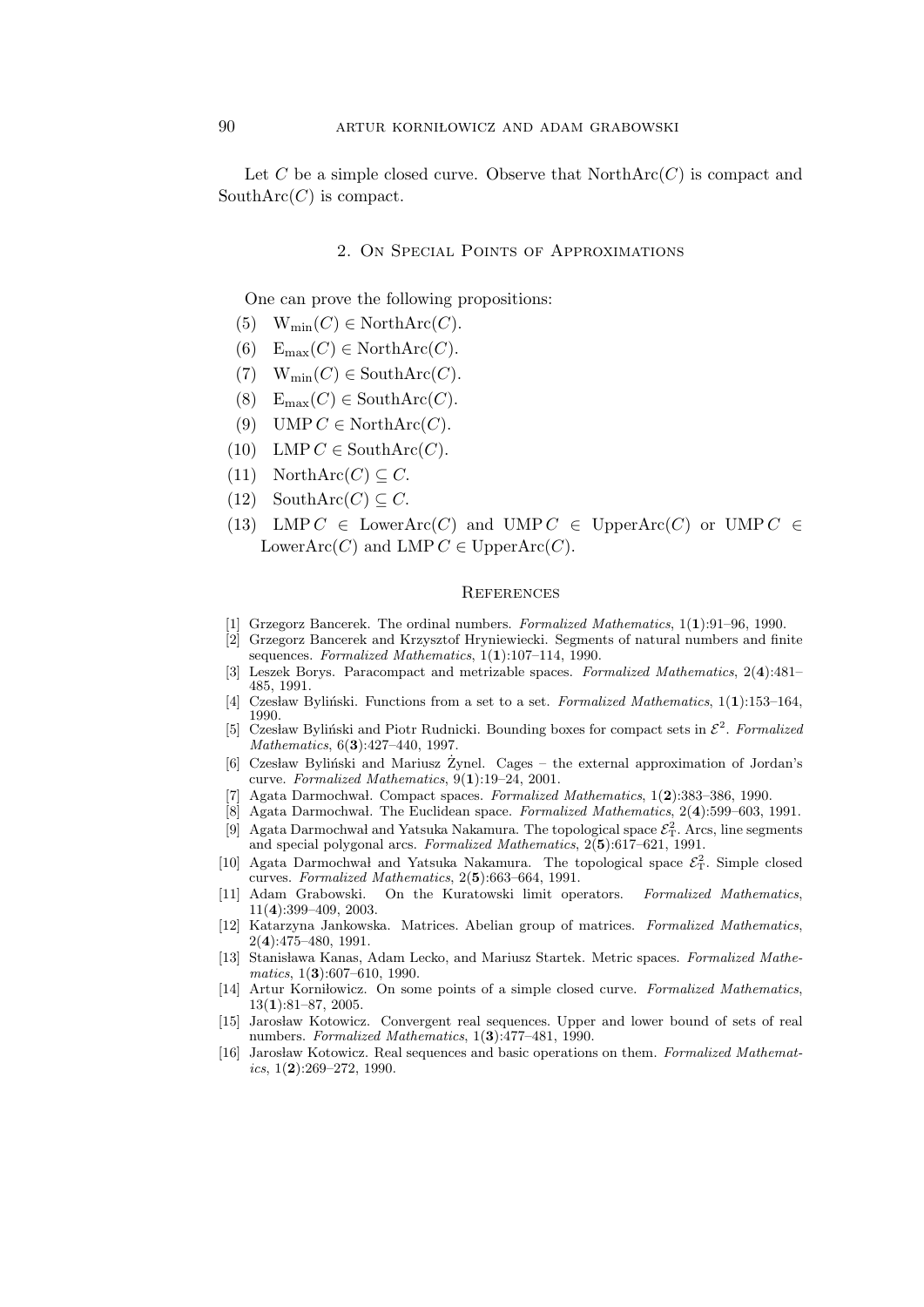Let $C$ be a simple closed curve. Observe that $\mathrm{NorthArc}(C)$ is compact and $\mathrm{SouthArc}(C)$ is compact.

## 2. On Special Points of Approximations

One can prove the following propositions:

(5) $\mathrm{W}_{\min}(C) \in \mathrm{NorthArc}(C)$.

(6) $\mathrm{E}_{\max}(C) \in \mathrm{NorthArc}(C)$.

(7) $\mathrm{W}_{\min}(C) \in \mathrm{SouthArc}(C)$.

(8) $\mathrm{E}_{\max}(C) \in \mathrm{SouthArc}(C)$.

(9) $\mathrm{UMP}\, C \in \mathrm{NorthArc}(C)$.

(10) $\mathrm{LMP}\, C \in \mathrm{SouthArc}(C)$.

(11) $\mathrm{NorthArc}(C) \subseteq C$.

(12) $\mathrm{SouthArc}(C) \subseteq C$.

(13) $\mathrm{LMP}\, C \in \mathrm{LowerArc}(C)$ and $\mathrm{UMP}\, C \in \mathrm{UpperArc}(C)$ or $\mathrm{UMP}\, C \in \mathrm{LowerArc}(C)$ and $\mathrm{LMP}\, C \in \mathrm{UpperArc}(C)$.

## References

[1] Grzegorz Bancerek. The ordinal numbers. *Formalized Mathematics*, 1(**1**):91–96, 1990.

[2] Grzegorz Bancerek and Krzysztof Hryniewiecki. Segments of natural numbers and finite sequences. *Formalized Mathematics*, 1(**1**):107–114, 1990.

[3] Leszek Borys. Paracompact and metrizable spaces. *Formalized Mathematics*, 2(**4**):481–485, 1991.

[4] Czesław Byliński. Functions from a set to a set. *Formalized Mathematics*, 1(**1**):153–164, 1990.

[5] Czesław Byliński and Piotr Rudnicki. Bounding boxes for compact sets in $\mathcal{E}^2$. *Formalized Mathematics*, 6(**3**):427–440, 1997.

[6] Czesław Byliński and Mariusz Żynel. Cages – the external approximation of Jordan's curve. *Formalized Mathematics*, 9(**1**):19–24, 2001.

[7] Agata Darmochwał. Compact spaces. *Formalized Mathematics*, 1(**2**):383–386, 1990.

[8] Agata Darmochwał. The Euclidean space. *Formalized Mathematics*, 2(**4**):599–603, 1991.

[9] Agata Darmochwał and Yatsuka Nakamura. The topological space $\mathcal{E}^2_\mathrm{T}$. Arcs, line segments and special polygonal arcs. *Formalized Mathematics*, 2(**5**):617–621, 1991.

[10] Agata Darmochwał and Yatsuka Nakamura. The topological space $\mathcal{E}^2_\mathrm{T}$. Simple closed curves. *Formalized Mathematics*, 2(**5**):663–664, 1991.

[11] Adam Grabowski. On the Kuratowski limit operators. *Formalized Mathematics*, 11(**4**):399–409, 2003.

[12] Katarzyna Jankowska. Matrices. Abelian group of matrices. *Formalized Mathematics*, 2(**4**):475–480, 1991.

[13] Stanisława Kanas, Adam Lecko, and Mariusz Startek. Metric spaces. *Formalized Mathematics*, 1(**3**):607–610, 1990.

[14] Artur Korniłowicz. On some points of a simple closed curve. *Formalized Mathematics*, 13(**1**):81–87, 2005.

[15] Jarosław Kotowicz. Convergent real sequences. Upper and lower bound of sets of real numbers. *Formalized Mathematics*, 1(**3**):477–481, 1990.

[16] Jarosław Kotowicz. Real sequences and basic operations on them. *Formalized Mathematics*, 1(**2**):269–272, 1990.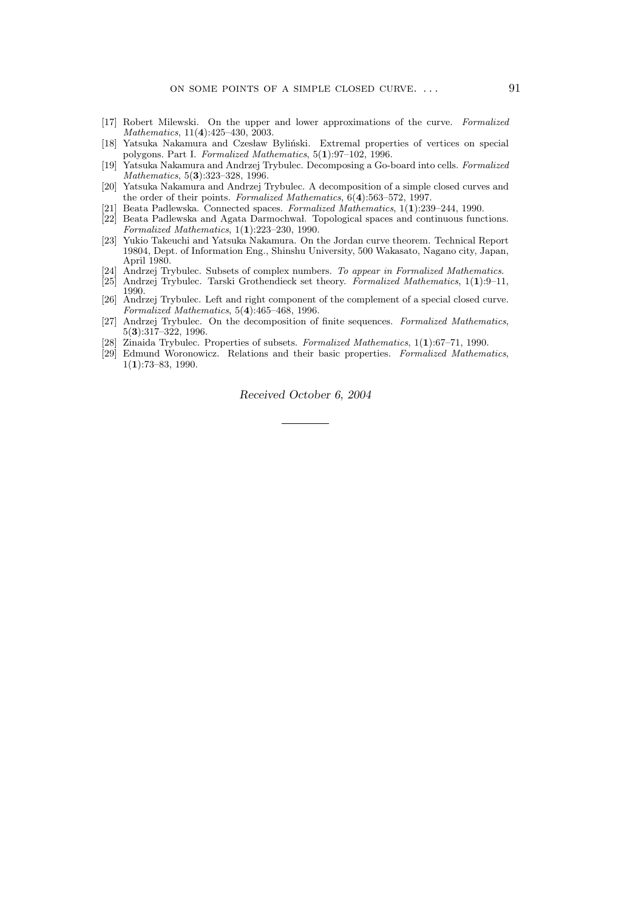[17] Robert Milewski. On the upper and lower approximations of the curve. *Formalized Mathematics*, 11(**4**):425–430, 2003.

[18] Yatsuka Nakamura and Czesław Byliński. Extremal properties of vertices on special polygons. Part I. *Formalized Mathematics*, 5(**1**):97–102, 1996.

[19] Yatsuka Nakamura and Andrzej Trybulec. Decomposing a Go-board into cells. *Formalized Mathematics*, 5(**3**):323–328, 1996.

[20] Yatsuka Nakamura and Andrzej Trybulec. A decomposition of a simple closed curves and the order of their points. *Formalized Mathematics*, 6(**4**):563–572, 1997.

[21] Beata Padlewska. Connected spaces. *Formalized Mathematics*, 1(**1**):239–244, 1990.

[22] Beata Padlewska and Agata Darmochwał. Topological spaces and continuous functions. *Formalized Mathematics*, 1(**1**):223–230, 1990.

[23] Yukio Takeuchi and Yatsuka Nakamura. On the Jordan curve theorem. Technical Report 19804, Dept. of Information Eng., Shinshu University, 500 Wakasato, Nagano city, Japan, April 1980.

[24] Andrzej Trybulec. Subsets of complex numbers. *To appear in Formalized Mathematics*.

[25] Andrzej Trybulec. Tarski Grothendieck set theory. *Formalized Mathematics*, 1(**1**):9–11, 1990.

[26] Andrzej Trybulec. Left and right component of the complement of a special closed curve. *Formalized Mathematics*, 5(**4**):465–468, 1996.

[27] Andrzej Trybulec. On the decomposition of finite sequences. *Formalized Mathematics*, 5(**3**):317–322, 1996.

[28] Zinaida Trybulec. Properties of subsets. *Formalized Mathematics*, 1(**1**):67–71, 1990.

[29] Edmund Woronowicz. Relations and their basic properties. *Formalized Mathematics*, 1(**1**):73–83, 1990.

*Received October 6, 2004*